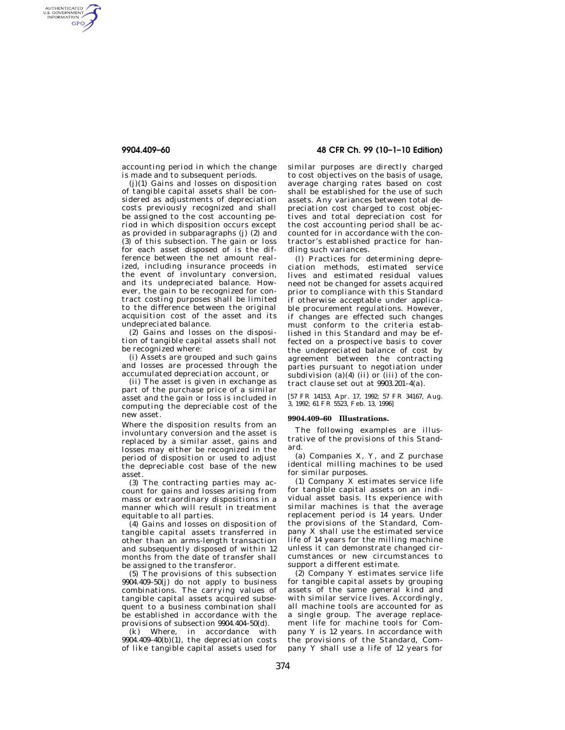accounting period in which the change is made and to subsequent periods.

(j)(1) Gains and losses on disposition of tangible capital assets shall be considered as adjustments of depreciation costs previously recognized and shall be assigned to the cost accounting period in which disposition occurs except as provided in subparagraphs (j) (2) and (3) of this subsection. The gain or loss for each asset disposed of is the difference between the net amount realized, including insurance proceeds in the event of involuntary conversion, and its undepreciated balance. However, the gain to be recognized for contract costing purposes shall be limited to the difference between the original acquisition cost of the asset and its undepreciated balance.

(2) Gains and losses on the disposition of tangible capital assets shall not be recognized where:

(i) Assets are grouped and such gains and losses are processed through the accumulated depreciation account, or

(ii) The asset is given in exchange as part of the purchase price of a similar asset and the gain or loss is included in computing the depreciable cost of the new asset.

Where the disposition results from an involuntary conversion and the asset is replaced by a similar asset, gains and losses may either be recognized in the period of disposition or used to adjust the depreciable cost base of the new asset.

(3) The contracting parties may account for gains and losses arising from mass or extraordinary dispositions in a manner which will result in treatment equitable to all parties.

(4) Gains and losses on disposition of tangible capital assets transferred in other than an arms-length transaction and subsequently disposed of within 12 months from the date of transfer shall be assigned to the transferor.

(5) The provisions of this subsection 9904.409–50(j) do not apply to business combinations. The carrying values of tangible capital assets acquired subsequent to a business combination shall be established in accordance with the provisions of subsection 9904.404–50(d).

(k) Where, in accordance with 9904.409–40(b)(1), the depreciation costs of like tangible capital assets used for similar purposes are directly charged to cost objectives on the basis of usage, average charging rates based on cost shall be established for the use of such assets. Any variances between total depreciation cost charged to cost objectives and total depreciation cost for the cost accounting period shall be accounted for in accordance with the contractor's established practice for handling such variances.

(l) Practices for determining depreciation methods, estimated service lives and estimated residual values need not be changed for assets acquired prior to compliance with this Standard if otherwise acceptable under applicable procurement regulations. However, if changes are effected such changes must conform to the criteria established in this Standard and may be effected on a prospective basis to cover the undepreciated balance of cost by agreement between the contracting parties pursuant to negotiation under subdivision (a)(4) (ii) or (iii) of the contract clause set out at 9903.201–4(a).

[57 FR 14153, Apr. 17, 1992; 57 FR 34167, Aug. 3, 1992; 61 FR 5523, Feb. 13, 1996]

**9904.409–60 Illustrations.**

The following examples are illustrative of the provisions of this Standard.

(a) Companies X, Y, and Z purchase identical milling machines to be used for similar purposes.

(1) Company X estimates service life for tangible capital assets on an individual asset basis. Its experience with similar machines is that the average replacement period is 14 years. Under the provisions of the Standard, Company X shall use the estimated service life of 14 years for the milling machine unless it can demonstrate changed circumstances or new circumstances to support a different estimate.

(2) Company Y estimates service life for tangible capital assets by grouping assets of the same general kind and with similar service lives. Accordingly, all machine tools are accounted for as a single group. The average replacement life for machine tools for Company Y is 12 years. In accordance with the provisions of the Standard, Company Y shall use a life of 12 years for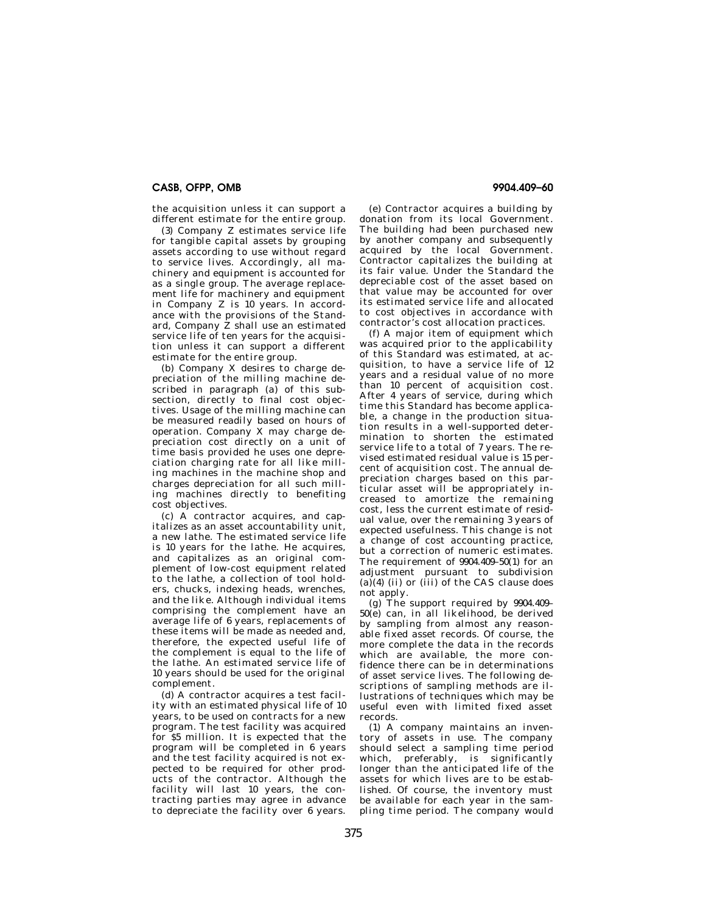the acquisition unless it can support a different estimate for the entire group.

(3) Company Z estimates service life for tangible capital assets by grouping assets according to use without regard to service lives. Accordingly, all machinery and equipment is accounted for as a single group. The average replacement life for machinery and equipment in Company Z is 10 years. In accordance with the provisions of the Standard, Company Z shall use an estimated service life of ten years for the acquisition unless it can support a different estimate for the entire group.

(b) Company X desires to charge depreciation of the milling machine described in paragraph (a) of this subsection, directly to final cost objectives. Usage of the milling machine can be measured readily based on hours of operation. Company X may charge depreciation cost directly on a unit of time basis provided he uses one depreciation charging rate for all like milling machines in the machine shop and charges depreciation for all such milling machines directly to benefiting cost objectives.

(c) A contractor acquires, and capitalizes as an asset accountability unit, a new lathe. The estimated service life is 10 years for the lathe. He acquires, and capitalizes as an original complement of low-cost equipment related to the lathe, a collection of tool holders, chucks, indexing heads, wrenches, and the like. Although individual items comprising the complement have an average life of 6 years, replacements of these items will be made as needed and, therefore, the expected useful life of the complement is equal to the life of the lathe. An estimated service life of 10 years should be used for the original complement.

(d) A contractor acquires a test facility with an estimated physical life of 10 years, to be used on contracts for a new program. The test facility was acquired for $5 million. It is expected that the program will be completed in 6 years and the test facility acquired is not expected to be required for other products of the contractor. Although the facility will last 10 years, the contracting parties may agree in advance to depreciate the facility over 6 years.

(e) Contractor acquires a building by donation from its local Government. The building had been purchased new by another company and subsequently acquired by the local Government. Contractor capitalizes the building at its fair value. Under the Standard the depreciable cost of the asset based on that value may be accounted for over its estimated service life and allocated to cost objectives in accordance with contractor's cost allocation practices.

(f) A major item of equipment which was acquired prior to the applicability of this Standard was estimated, at acquisition, to have a service life of 12 years and a residual value of no more than 10 percent of acquisition cost. After 4 years of service, during which time this Standard has become applicable, a change in the production situation results in a well-supported determination to shorten the estimated service life to a total of 7 years. The revised estimated residual value is 15 percent of acquisition cost. The annual depreciation charges based on this particular asset will be appropriately increased to amortize the remaining cost, less the current estimate of residual value, over the remaining 3 years of expected usefulness. This change is not a change of cost accounting practice, but a correction of numeric estimates. The requirement of 9904.409–50(l) for an adjustment pursuant to subdivision (a)(4) (ii) or (iii) of the CAS clause does not apply.

(g) The support required by 9904.409–50(e) can, in all likelihood, be derived by sampling from almost any reasonable fixed asset records. Of course, the more complete the data in the records which are available, the more confidence there can be in determinations of asset service lives. The following descriptions of sampling methods are illustrations of techniques which may be useful even with limited fixed asset records.

(1) A company maintains an inventory of assets in use. The company should select a sampling time period which, preferably, is significantly longer than the anticipated life of the assets for which lives are to be established. Of course, the inventory must be available for each year in the sampling time period. The company would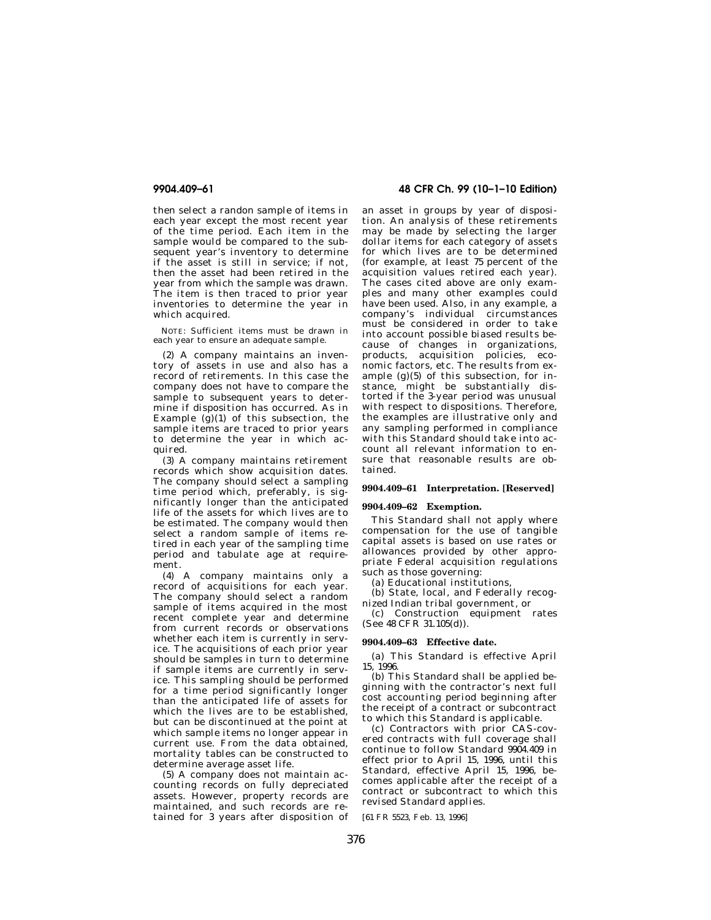then select a randon sample of items in each year except the most recent year of the time period. Each item in the sample would be compared to the subsequent year's inventory to determine if the asset is still in service; if not, then the asset had been retired in the year from which the sample was drawn. The item is then traced to prior year inventories to determine the year in which acquired.

NOTE: Sufficient items must be drawn in each year to ensure an adequate sample.

(2) A company maintains an inventory of assets in use and also has a record of retirements. In this case the company does not have to compare the sample to subsequent years to determine if disposition has occurred. As in Example (g)(1) of this subsection, the sample items are traced to prior years to determine the year in which acquired.

(3) A company maintains retirement records which show acquisition dates. The company should select a sampling time period which, preferably, is significantly longer than the anticipated life of the assets for which lives are to be estimated. The company would then select a random sample of items retired in each year of the sampling time period and tabulate age at requirement.

(4) A company maintains only a record of acquisitions for each year. The company should select a random sample of items acquired in the most recent complete year and determine from current records or observations whether each item is currently in service. The acquisitions of each prior year should be samples in turn to determine if sample items are currently in service. This sampling should be performed for a time period significantly longer than the anticipated life of assets for which the lives are to be established, but can be discontinued at the point at which sample items no longer appear in current use. From the data obtained, mortality tables can be constructed to determine average asset life.

(5) A company does not maintain accounting records on fully depreciated assets. However, property records are maintained, and such records are retained for 3 years after disposition of an asset in groups by year of disposition. An analysis of these retirements may be made by selecting the larger dollar items for each category of assets for which lives are to be determined (for example, at least 75 percent of the acquisition values retired each year). The cases cited above are only examples and many other examples could have been used. Also, in any example, a company's individual circumstances must be considered in order to take into account possible biased results because of changes in organizations, products, acquisition policies, economic factors, etc. The results from example (g)(5) of this subsection, for instance, might be substantially distorted if the 3-year period was unusual with respect to dispositions. Therefore, the examples are illustrative only and any sampling performed in compliance with this Standard should take into account all relevant information to ensure that reasonable results are obtained.

### 9904.409–61 Interpretation. [Reserved]

### 9904.409–62 Exemption.

This Standard shall not apply where compensation for the use of tangible capital assets is based on use rates or allowances provided by other appropriate Federal acquisition regulations such as those governing:

(a) Educational institutions,

(b) State, local, and Federally recognized Indian tribal government, or

(c) Construction equipment rates (See 48 CFR 31.105(d)).

### 9904.409–63 Effective date.

(a) This Standard is effective April 15, 1996.

(b) This Standard shall be applied beginning with the contractor's next full cost accounting period beginning after the receipt of a contract or subcontract to which this Standard is applicable.

(c) Contractors with prior CAS-covered contracts with full coverage shall continue to follow Standard 9904.409 in effect prior to April 15, 1996, until this Standard, effective April 15, 1996, becomes applicable after the receipt of a contract or subcontract to which this revised Standard applies.

[61 FR 5523, Feb. 13, 1996]